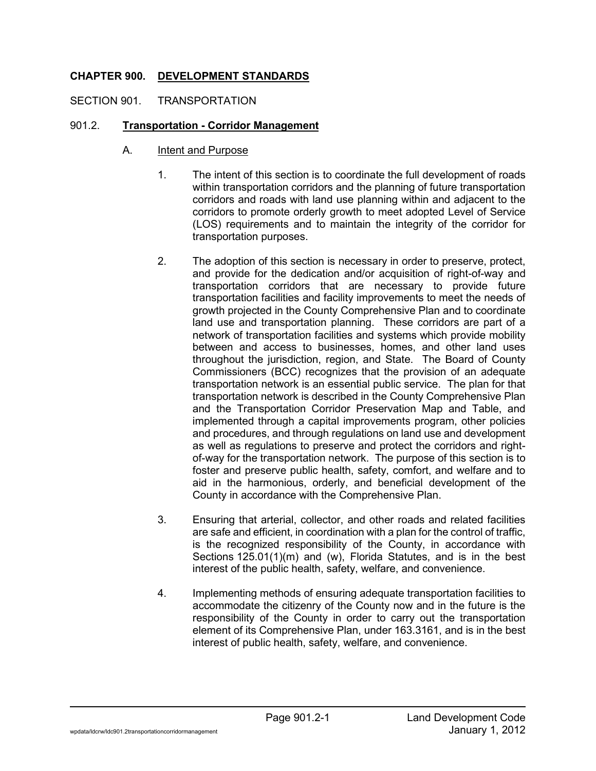# CHAPTER 900. DEVELOPMENT STANDARDS

## SECTION 901. TRANSPORTATION

### 901.2. Transportation - Corridor Management

#### A. Intent and Purpose

1. The intent of this section is to coordinate the full development of roads within transportation corridors and the planning of future transportation corridors and roads with land use planning within and adjacent to the corridors to promote orderly growth to meet adopted Level of Service (LOS) requirements and to maintain the integrity of the corridor for transportation purposes.

2. The adoption of this section is necessary in order to preserve, protect, and provide for the dedication and/or acquisition of right-of-way and transportation corridors that are necessary to provide future transportation facilities and facility improvements to meet the needs of growth projected in the County Comprehensive Plan and to coordinate land use and transportation planning. These corridors are part of a network of transportation facilities and systems which provide mobility between and access to businesses, homes, and other land uses throughout the jurisdiction, region, and State. The Board of County Commissioners (BCC) recognizes that the provision of an adequate transportation network is an essential public service. The plan for that transportation network is described in the County Comprehensive Plan and the Transportation Corridor Preservation Map and Table, and implemented through a capital improvements program, other policies and procedures, and through regulations on land use and development as well as regulations to preserve and protect the corridors and right-of-way for the transportation network. The purpose of this section is to foster and preserve public health, safety, comfort, and welfare and to aid in the harmonious, orderly, and beneficial development of the County in accordance with the Comprehensive Plan.

3. Ensuring that arterial, collector, and other roads and related facilities are safe and efficient, in coordination with a plan for the control of traffic, is the recognized responsibility of the County, in accordance with Sections 125.01(1)(m) and (w), Florida Statutes, and is in the best interest of the public health, safety, welfare, and convenience.

4. Implementing methods of ensuring adequate transportation facilities to accommodate the citizenry of the County now and in the future is the responsibility of the County in order to carry out the transportation element of its Comprehensive Plan, under 163.3161, and is in the best interest of public health, safety, welfare, and convenience.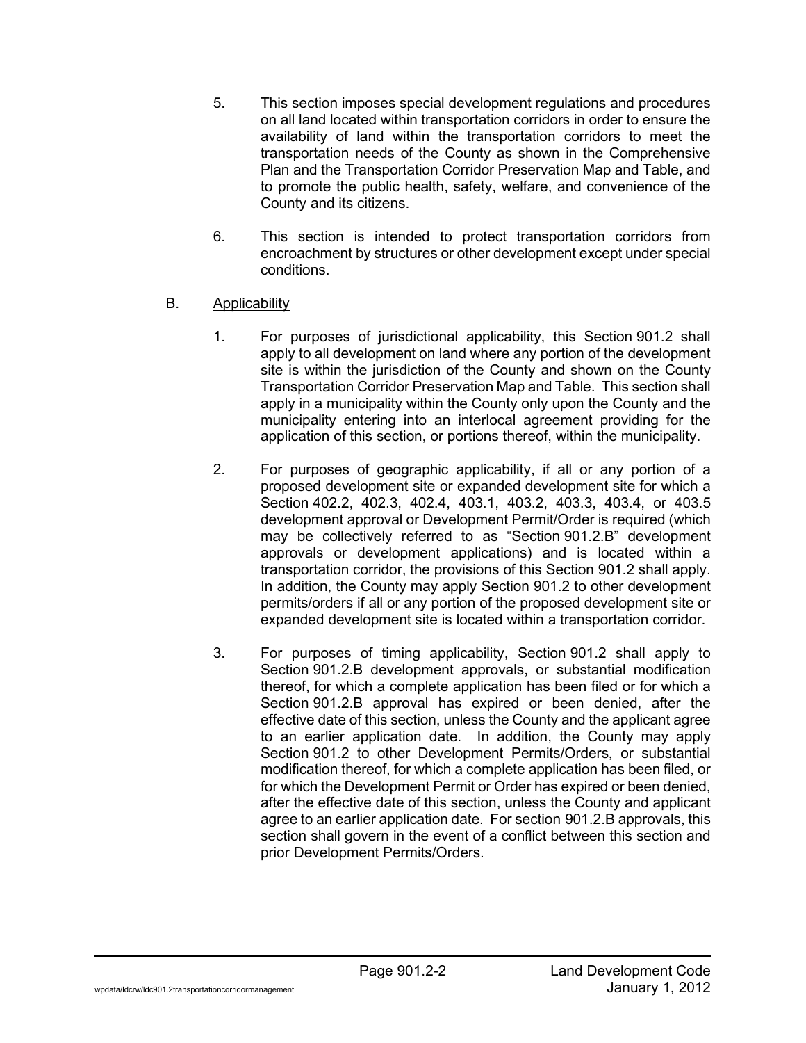5. This section imposes special development regulations and procedures on all land located within transportation corridors in order to ensure the availability of land within the transportation corridors to meet the transportation needs of the County as shown in the Comprehensive Plan and the Transportation Corridor Preservation Map and Table, and to promote the public health, safety, welfare, and convenience of the County and its citizens.

6. This section is intended to protect transportation corridors from encroachment by structures or other development except under special conditions.

B. Applicability

1. For purposes of jurisdictional applicability, this Section 901.2 shall apply to all development on land where any portion of the development site is within the jurisdiction of the County and shown on the County Transportation Corridor Preservation Map and Table. This section shall apply in a municipality within the County only upon the County and the municipality entering into an interlocal agreement providing for the application of this section, or portions thereof, within the municipality.

2. For purposes of geographic applicability, if all or any portion of a proposed development site or expanded development site for which a Section 402.2, 402.3, 402.4, 403.1, 403.2, 403.3, 403.4, or 403.5 development approval or Development Permit/Order is required (which may be collectively referred to as "Section 901.2.B" development approvals or development applications) and is located within a transportation corridor, the provisions of this Section 901.2 shall apply. In addition, the County may apply Section 901.2 to other development permits/orders if all or any portion of the proposed development site or expanded development site is located within a transportation corridor.

3. For purposes of timing applicability, Section 901.2 shall apply to Section 901.2.B development approvals, or substantial modification thereof, for which a complete application has been filed or for which a Section 901.2.B approval has expired or been denied, after the effective date of this section, unless the County and the applicant agree to an earlier application date. In addition, the County may apply Section 901.2 to other Development Permits/Orders, or substantial modification thereof, for which a complete application has been filed, or for which the Development Permit or Order has expired or been denied, after the effective date of this section, unless the County and applicant agree to an earlier application date. For section 901.2.B approvals, this section shall govern in the event of a conflict between this section and prior Development Permits/Orders.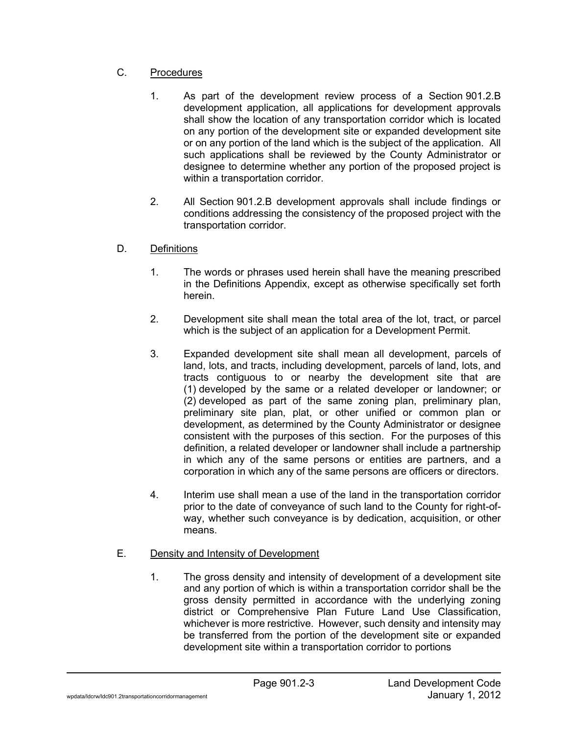C. <u>Procedures</u>

1. As part of the development review process of a Section 901.2.B development application, all applications for development approvals shall show the location of any transportation corridor which is located on any portion of the development site or expanded development site or on any portion of the land which is the subject of the application. All such applications shall be reviewed by the County Administrator or designee to determine whether any portion of the proposed project is within a transportation corridor.

2. All Section 901.2.B development approvals shall include findings or conditions addressing the consistency of the proposed project with the transportation corridor.

D. <u>Definitions</u>

1. The words or phrases used herein shall have the meaning prescribed in the Definitions Appendix, except as otherwise specifically set forth herein.

2. Development site shall mean the total area of the lot, tract, or parcel which is the subject of an application for a Development Permit.

3. Expanded development site shall mean all development, parcels of land, lots, and tracts, including development, parcels of land, lots, and tracts contiguous to or nearby the development site that are (1) developed by the same or a related developer or landowner; or (2) developed as part of the same zoning plan, preliminary plan, preliminary site plan, plat, or other unified or common plan or development, as determined by the County Administrator or designee consistent with the purposes of this section. For the purposes of this definition, a related developer or landowner shall include a partnership in which any of the same persons or entities are partners, and a corporation in which any of the same persons are officers or directors.

4. Interim use shall mean a use of the land in the transportation corridor prior to the date of conveyance of such land to the County for right-of-way, whether such conveyance is by dedication, acquisition, or other means.

E. <u>Density and Intensity of Development</u>

1. The gross density and intensity of development of a development site and any portion of which is within a transportation corridor shall be the gross density permitted in accordance with the underlying zoning district or Comprehensive Plan Future Land Use Classification, whichever is more restrictive. However, such density and intensity may be transferred from the portion of the development site or expanded development site within a transportation corridor to portions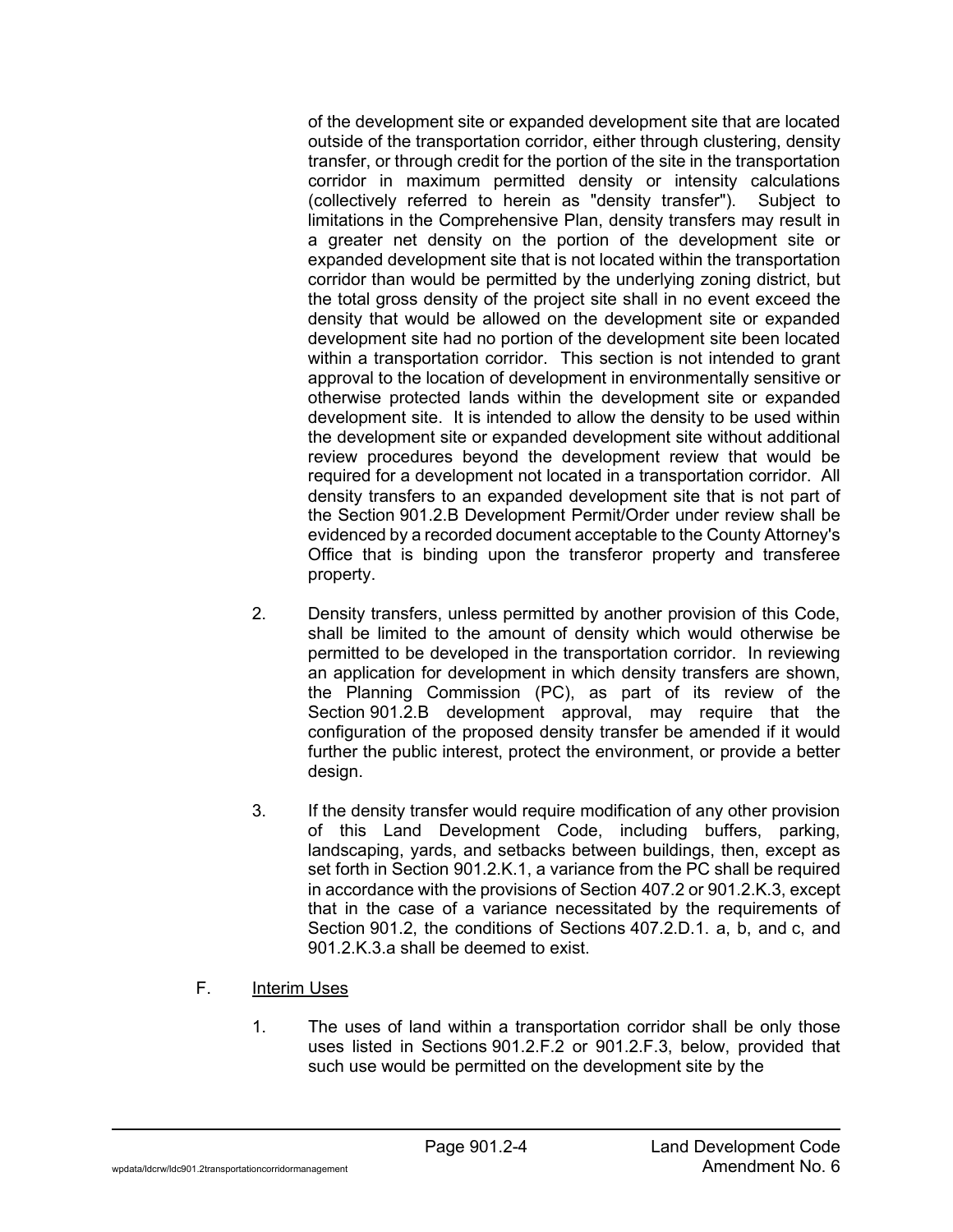of the development site or expanded development site that are located outside of the transportation corridor, either through clustering, density transfer, or through credit for the portion of the site in the transportation corridor in maximum permitted density or intensity calculations (collectively referred to herein as "density transfer"). Subject to limitations in the Comprehensive Plan, density transfers may result in a greater net density on the portion of the development site or expanded development site that is not located within the transportation corridor than would be permitted by the underlying zoning district, but the total gross density of the project site shall in no event exceed the density that would be allowed on the development site or expanded development site had no portion of the development site been located within a transportation corridor. This section is not intended to grant approval to the location of development in environmentally sensitive or otherwise protected lands within the development site or expanded development site. It is intended to allow the density to be used within the development site or expanded development site without additional review procedures beyond the development review that would be required for a development not located in a transportation corridor. All density transfers to an expanded development site that is not part of the Section 901.2.B Development Permit/Order under review shall be evidenced by a recorded document acceptable to the County Attorney's Office that is binding upon the transferor property and transferee property.

2. Density transfers, unless permitted by another provision of this Code, shall be limited to the amount of density which would otherwise be permitted to be developed in the transportation corridor. In reviewing an application for development in which density transfers are shown, the Planning Commission (PC), as part of its review of the Section 901.2.B development approval, may require that the configuration of the proposed density transfer be amended if it would further the public interest, protect the environment, or provide a better design.

3. If the density transfer would require modification of any other provision of this Land Development Code, including buffers, parking, landscaping, yards, and setbacks between buildings, then, except as set forth in Section 901.2.K.1, a variance from the PC shall be required in accordance with the provisions of Section 407.2 or 901.2.K.3, except that in the case of a variance necessitated by the requirements of Section 901.2, the conditions of Sections 407.2.D.1. a, b, and c, and 901.2.K.3.a shall be deemed to exist.

F. <u>Interim Uses</u>

1. The uses of land within a transportation corridor shall be only those uses listed in Sections 901.2.F.2 or 901.2.F.3, below, provided that such use would be permitted on the development site by the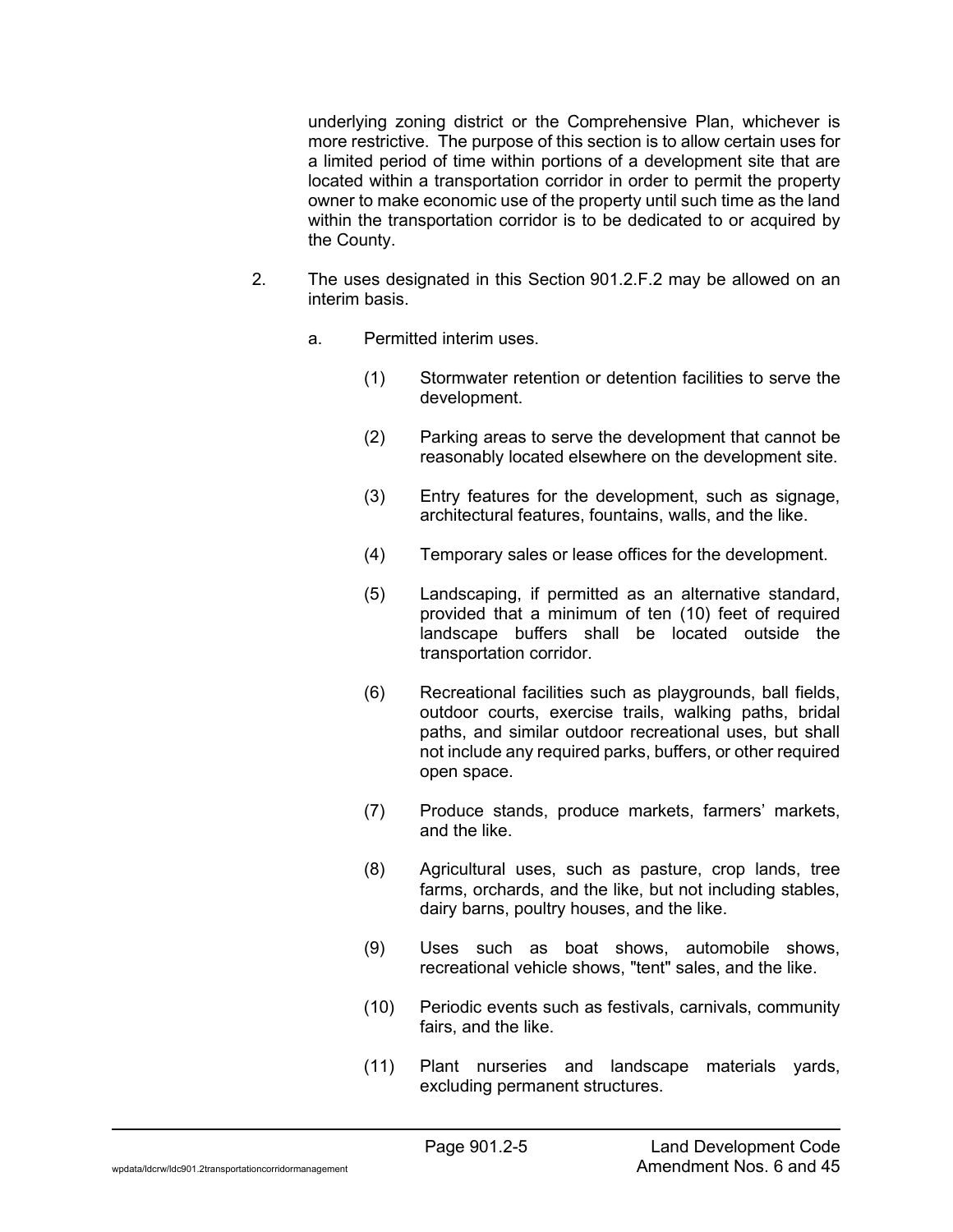underlying zoning district or the Comprehensive Plan, whichever is more restrictive. The purpose of this section is to allow certain uses for a limited period of time within portions of a development site that are located within a transportation corridor in order to permit the property owner to make economic use of the property until such time as the land within the transportation corridor is to be dedicated to or acquired by the County.

2. The uses designated in this Section 901.2.F.2 may be allowed on an interim basis.

   a. Permitted interim uses.

      (1) Stormwater retention or detention facilities to serve the development.

      (2) Parking areas to serve the development that cannot be reasonably located elsewhere on the development site.

      (3) Entry features for the development, such as signage, architectural features, fountains, walls, and the like.

      (4) Temporary sales or lease offices for the development.

      (5) Landscaping, if permitted as an alternative standard, provided that a minimum of ten (10) feet of required landscape buffers shall be located outside the transportation corridor.

      (6) Recreational facilities such as playgrounds, ball fields, outdoor courts, exercise trails, walking paths, bridal paths, and similar outdoor recreational uses, but shall not include any required parks, buffers, or other required open space.

      (7) Produce stands, produce markets, farmers' markets, and the like.

      (8) Agricultural uses, such as pasture, crop lands, tree farms, orchards, and the like, but not including stables, dairy barns, poultry houses, and the like.

      (9) Uses such as boat shows, automobile shows, recreational vehicle shows, "tent" sales, and the like.

      (10) Periodic events such as festivals, carnivals, community fairs, and the like.

      (11) Plant nurseries and landscape materials yards, excluding permanent structures.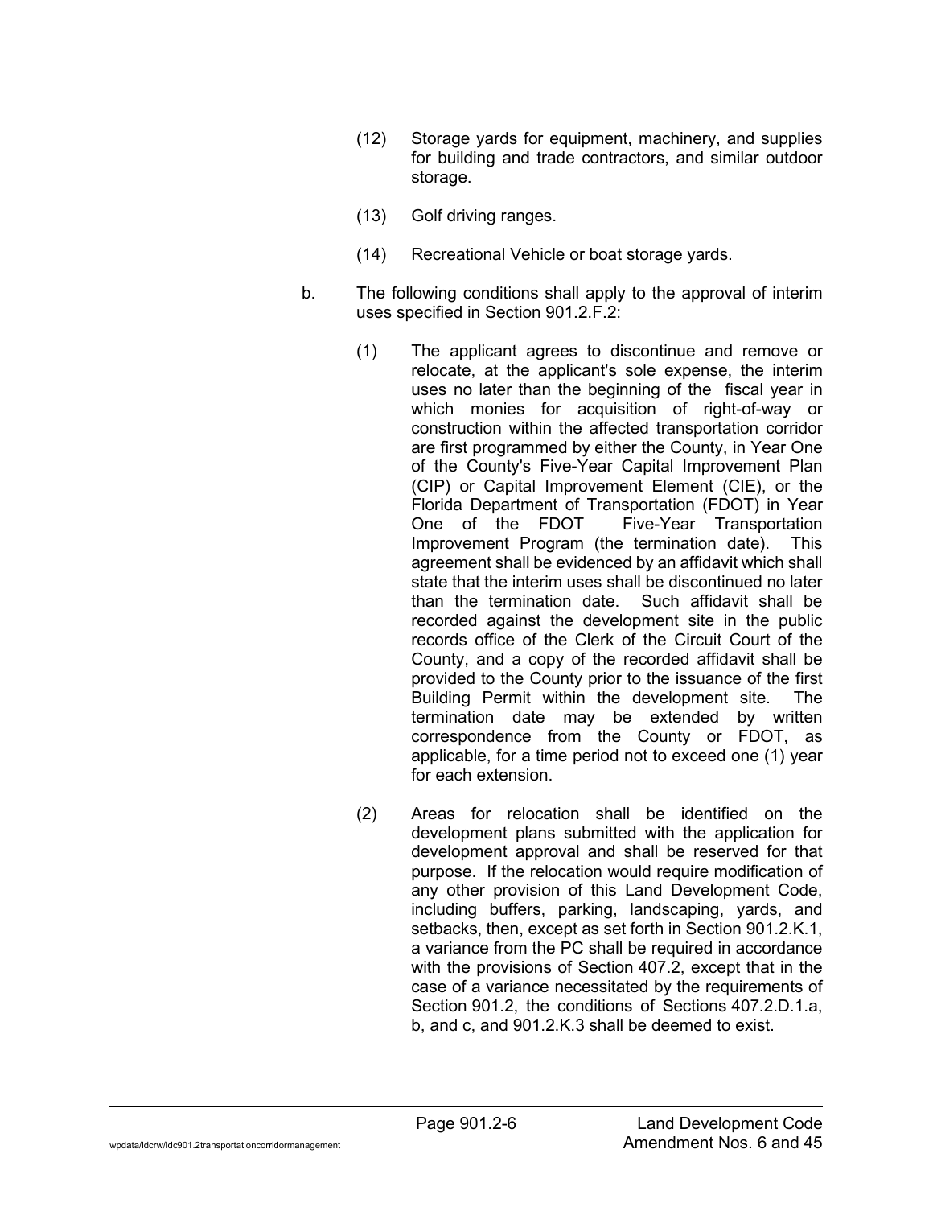(12) Storage yards for equipment, machinery, and supplies for building and trade contractors, and similar outdoor storage.

(13) Golf driving ranges.

(14) Recreational Vehicle or boat storage yards.

b. The following conditions shall apply to the approval of interim uses specified in Section 901.2.F.2:

(1) The applicant agrees to discontinue and remove or relocate, at the applicant's sole expense, the interim uses no later than the beginning of the fiscal year in which monies for acquisition of right-of-way or construction within the affected transportation corridor are first programmed by either the County, in Year One of the County's Five-Year Capital Improvement Plan (CIP) or Capital Improvement Element (CIE), or the Florida Department of Transportation (FDOT) in Year One of the FDOT Five-Year Transportation Improvement Program (the termination date). This agreement shall be evidenced by an affidavit which shall state that the interim uses shall be discontinued no later than the termination date. Such affidavit shall be recorded against the development site in the public records office of the Clerk of the Circuit Court of the County, and a copy of the recorded affidavit shall be provided to the County prior to the issuance of the first Building Permit within the development site. The termination date may be extended by written correspondence from the County or FDOT, as applicable, for a time period not to exceed one (1) year for each extension.

(2) Areas for relocation shall be identified on the development plans submitted with the application for development approval and shall be reserved for that purpose. If the relocation would require modification of any other provision of this Land Development Code, including buffers, parking, landscaping, yards, and setbacks, then, except as set forth in Section 901.2.K.1, a variance from the PC shall be required in accordance with the provisions of Section 407.2, except that in the case of a variance necessitated by the requirements of Section 901.2, the conditions of Sections 407.2.D.1.a, b, and c, and 901.2.K.3 shall be deemed to exist.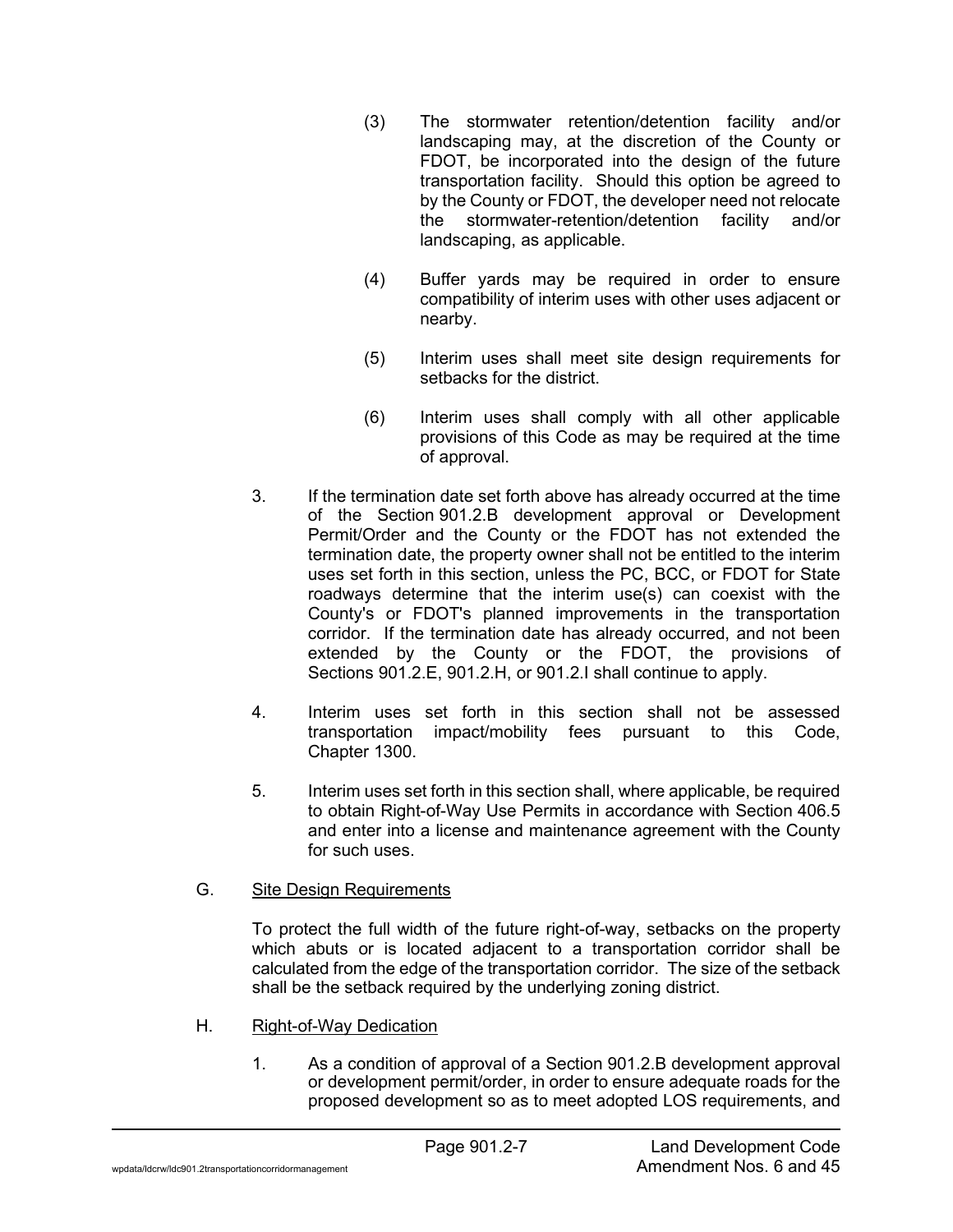(3) The stormwater retention/detention facility and/or landscaping may, at the discretion of the County or FDOT, be incorporated into the design of the future transportation facility. Should this option be agreed to by the County or FDOT, the developer need not relocate the stormwater-retention/detention facility and/or landscaping, as applicable.

(4) Buffer yards may be required in order to ensure compatibility of interim uses with other uses adjacent or nearby.

(5) Interim uses shall meet site design requirements for setbacks for the district.

(6) Interim uses shall comply with all other applicable provisions of this Code as may be required at the time of approval.

3. If the termination date set forth above has already occurred at the time of the Section 901.2.B development approval or Development Permit/Order and the County or the FDOT has not extended the termination date, the property owner shall not be entitled to the interim uses set forth in this section, unless the PC, BCC, or FDOT for State roadways determine that the interim use(s) can coexist with the County's or FDOT's planned improvements in the transportation corridor. If the termination date has already occurred, and not been extended by the County or the FDOT, the provisions of Sections 901.2.E, 901.2.H, or 901.2.I shall continue to apply.

4. Interim uses set forth in this section shall not be assessed transportation impact/mobility fees pursuant to this Code, Chapter 1300.

5. Interim uses set forth in this section shall, where applicable, be required to obtain Right-of-Way Use Permits in accordance with Section 406.5 and enter into a license and maintenance agreement with the County for such uses.

G. <u>Site Design Requirements</u>

To protect the full width of the future right-of-way, setbacks on the property which abuts or is located adjacent to a transportation corridor shall be calculated from the edge of the transportation corridor. The size of the setback shall be the setback required by the underlying zoning district.

H. <u>Right-of-Way Dedication</u>

1. As a condition of approval of a Section 901.2.B development approval or development permit/order, in order to ensure adequate roads for the proposed development so as to meet adopted LOS requirements, and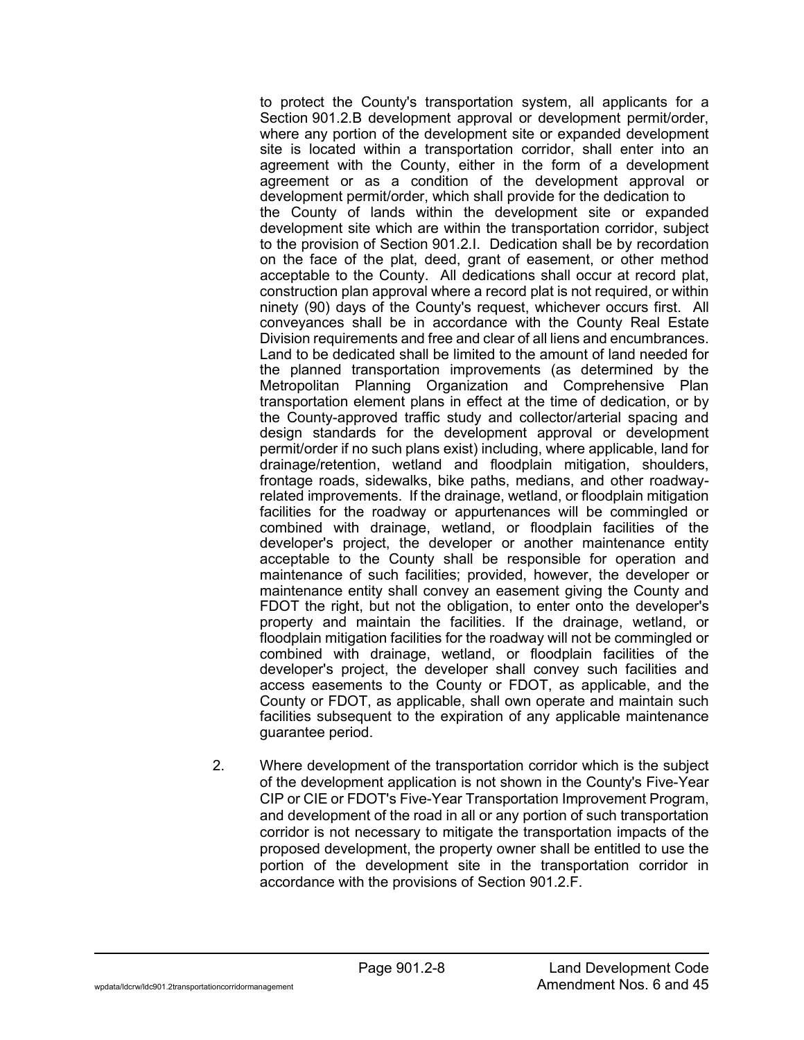to protect the County's transportation system, all applicants for a Section 901.2.B development approval or development permit/order, where any portion of the development site or expanded development site is located within a transportation corridor, shall enter into an agreement with the County, either in the form of a development agreement or as a condition of the development approval or development permit/order, which shall provide for the dedication to the County of lands within the development site or expanded development site which are within the transportation corridor, subject to the provision of Section 901.2.I. Dedication shall be by recordation on the face of the plat, deed, grant of easement, or other method acceptable to the County. All dedications shall occur at record plat, construction plan approval where a record plat is not required, or within ninety (90) days of the County's request, whichever occurs first. All conveyances shall be in accordance with the County Real Estate Division requirements and free and clear of all liens and encumbrances. Land to be dedicated shall be limited to the amount of land needed for the planned transportation improvements (as determined by the Metropolitan Planning Organization and Comprehensive Plan transportation element plans in effect at the time of dedication, or by the County-approved traffic study and collector/arterial spacing and design standards for the development approval or development permit/order if no such plans exist) including, where applicable, land for drainage/retention, wetland and floodplain mitigation, shoulders, frontage roads, sidewalks, bike paths, medians, and other roadway-related improvements. If the drainage, wetland, or floodplain mitigation facilities for the roadway or appurtenances will be commingled or combined with drainage, wetland, or floodplain facilities of the developer's project, the developer or another maintenance entity acceptable to the County shall be responsible for operation and maintenance of such facilities; provided, however, the developer or maintenance entity shall convey an easement giving the County and FDOT the right, but not the obligation, to enter onto the developer's property and maintain the facilities. If the drainage, wetland, or floodplain mitigation facilities for the roadway will not be commingled or combined with drainage, wetland, or floodplain facilities of the developer's project, the developer shall convey such facilities and access easements to the County or FDOT, as applicable, and the County or FDOT, as applicable, shall own operate and maintain such facilities subsequent to the expiration of any applicable maintenance guarantee period.

2. Where development of the transportation corridor which is the subject of the development application is not shown in the County's Five-Year CIP or CIE or FDOT's Five-Year Transportation Improvement Program, and development of the road in all or any portion of such transportation corridor is not necessary to mitigate the transportation impacts of the proposed development, the property owner shall be entitled to use the portion of the development site in the transportation corridor in accordance with the provisions of Section 901.2.F.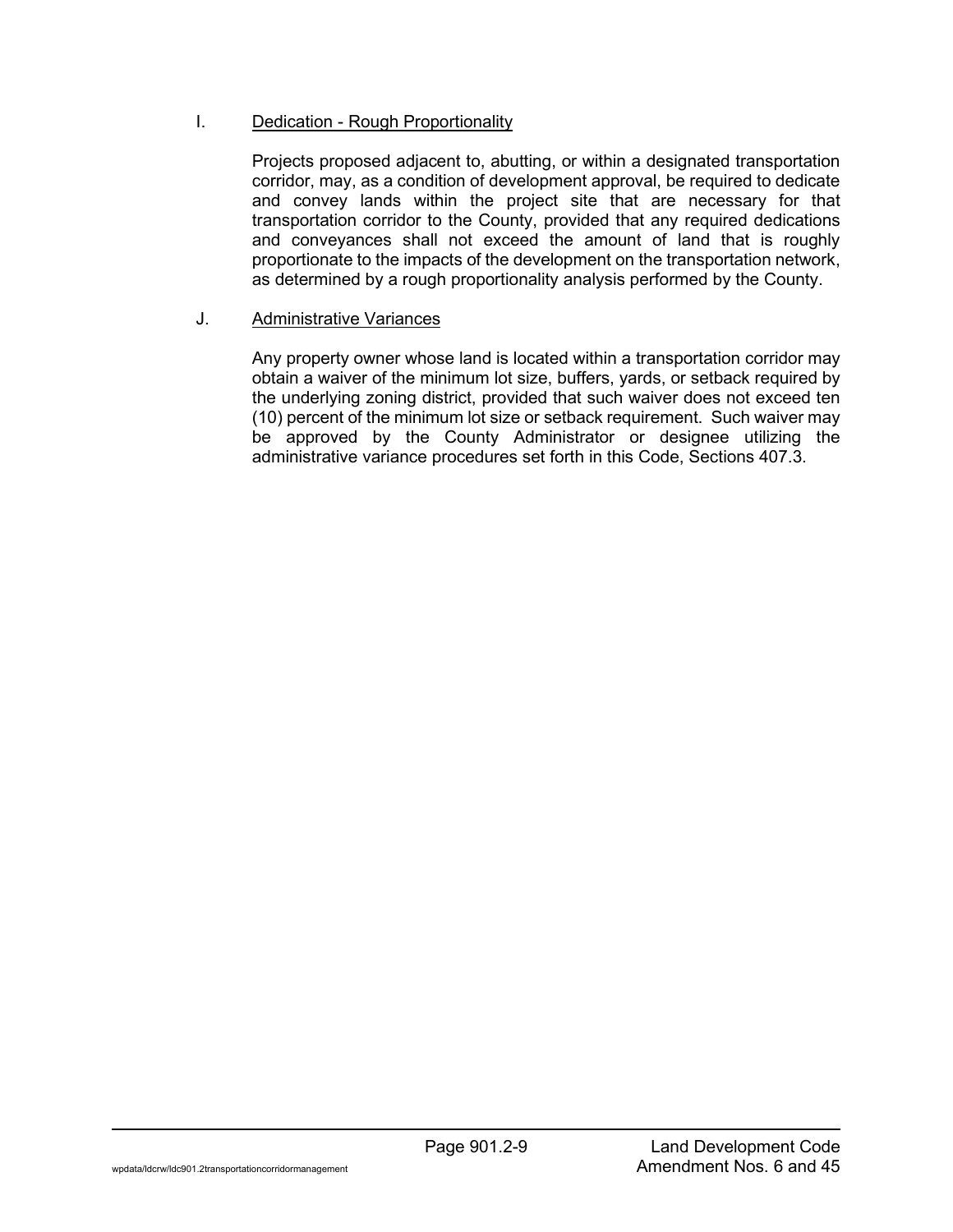I. Dedication - Rough Proportionality

Projects proposed adjacent to, abutting, or within a designated transportation corridor, may, as a condition of development approval, be required to dedicate and convey lands within the project site that are necessary for that transportation corridor to the County, provided that any required dedications and conveyances shall not exceed the amount of land that is roughly proportionate to the impacts of the development on the transportation network, as determined by a rough proportionality analysis performed by the County.

J. Administrative Variances

Any property owner whose land is located within a transportation corridor may obtain a waiver of the minimum lot size, buffers, yards, or setback required by the underlying zoning district, provided that such waiver does not exceed ten (10) percent of the minimum lot size or setback requirement. Such waiver may be approved by the County Administrator or designee utilizing the administrative variance procedures set forth in this Code, Sections 407.3.